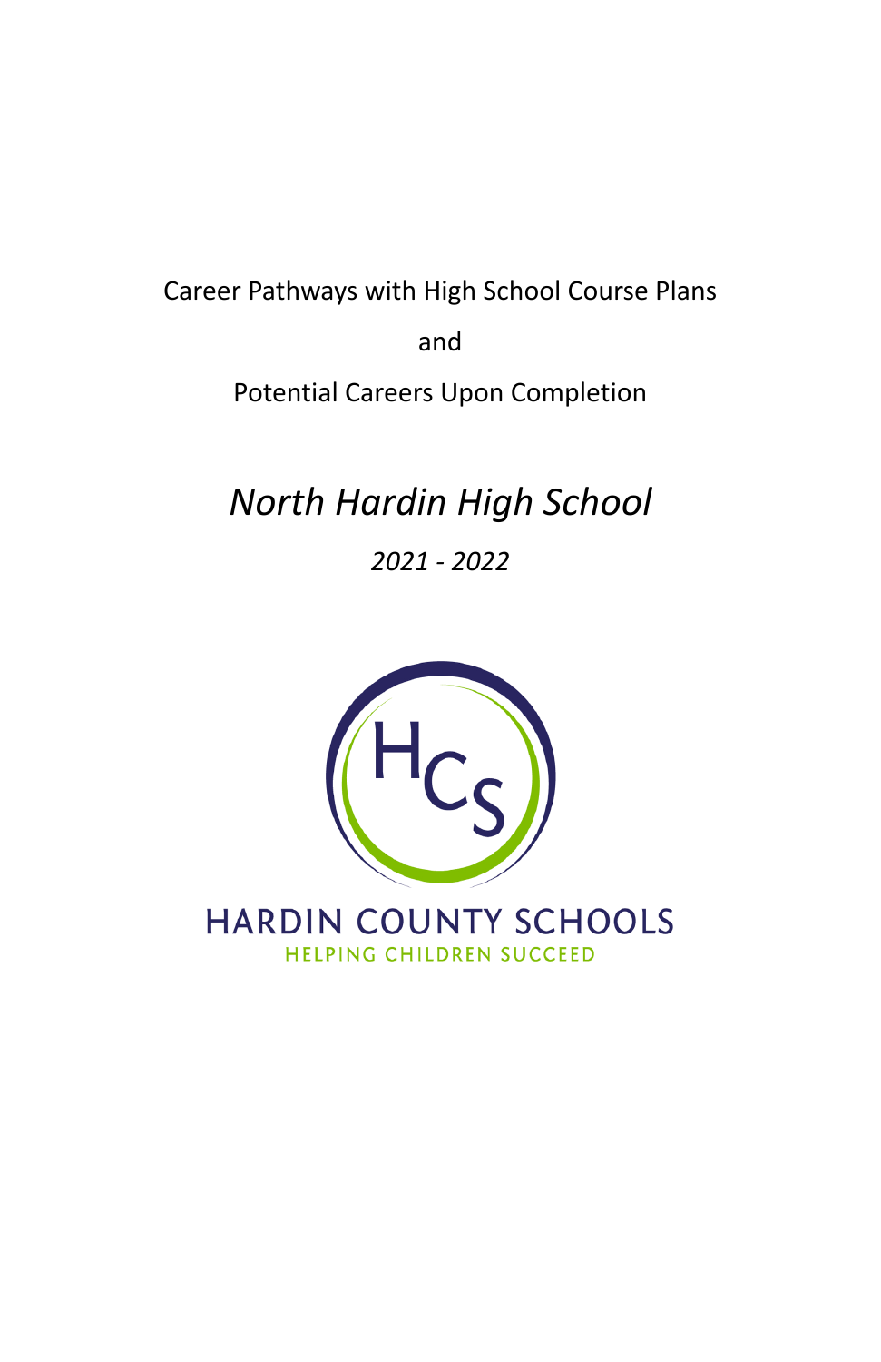Career Pathways with High School Course Plans

and

Potential Careers Upon Completion

# *North Hardin High School*

*2021 - 2022*

HARDIN COUNTY SCHOOLS

HELPING CHILDREN SUCCEED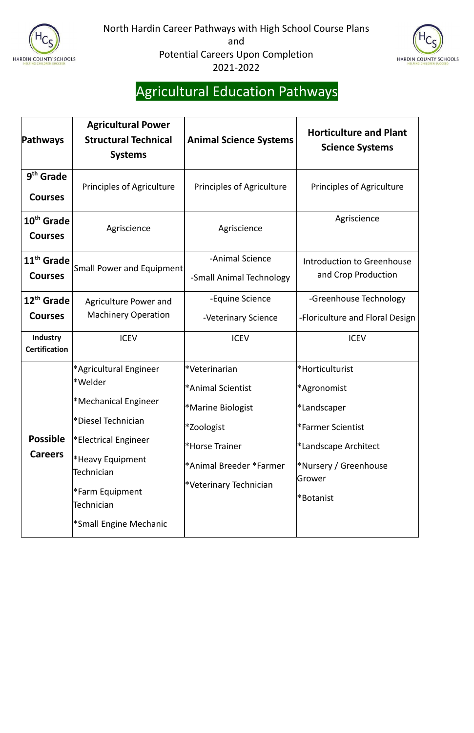North Hardin Career Pathways with High School Course Plans
and
Potential Careers Upon Completion
2021-2022

# Agricultural Education Pathways

| Pathways | Agricultural Power Structural Technical Systems | Animal Science Systems | Horticulture and Plant Science Systems |
|---|---|---|---|
| **9th Grade Courses** | Principles of Agriculture | Principles of Agriculture | Principles of Agriculture |
| **10th Grade Courses** | Agriscience | Agriscience | Agriscience |
| **11th Grade Courses** | Small Power and Equipment | -Animal Science<br>-Small Animal Technology | Introduction to Greenhouse and Crop Production |
| **12th Grade Courses** | Agriculture Power and Machinery Operation | -Equine Science<br>-Veterinary Science | -Greenhouse Technology<br>-Floriculture and Floral Design |
| **Industry Certification** | ICEV | ICEV | ICEV |
| **Possible Careers** | *Agricultural Engineer<br>*Welder<br>*Mechanical Engineer<br>*Diesel Technician<br>*Electrical Engineer<br>*Heavy Equipment Technician<br>*Farm Equipment Technician<br>*Small Engine Mechanic | *Veterinarian<br>*Animal Scientist<br>*Marine Biologist<br>*Zoologist<br>*Horse Trainer<br>*Animal Breeder *Farmer<br>*Veterinary Technician | *Horticulturist<br>*Agronomist<br>*Landscaper<br>*Farmer Scientist<br>*Landscape Architect<br>*Nursery / Greenhouse Grower<br>*Botanist |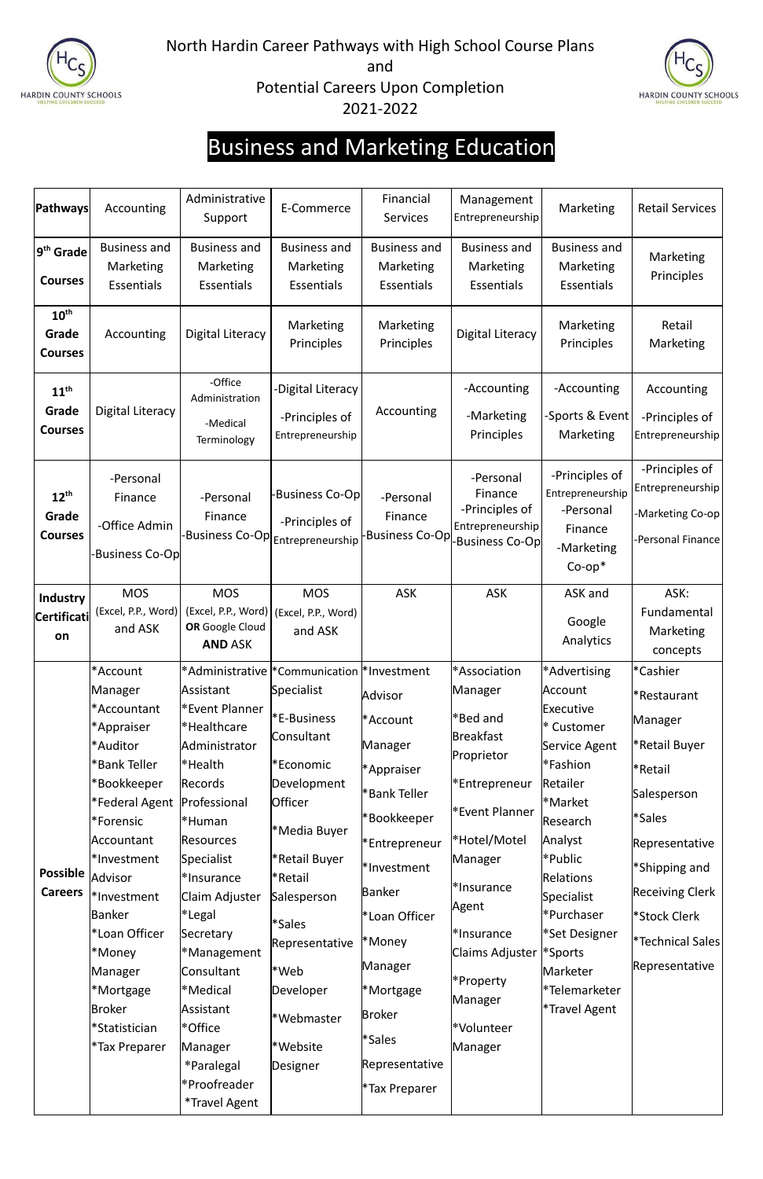North Hardin Career Pathways with High School Course Plans
and
Potential Careers Upon Completion
2021-2022

# Business and Marketing Education

| Pathways | Accounting | Administrative Support | E-Commerce | Financial Services | Management Entrepreneurship | Marketing | Retail Services |
|---|---|---|---|---|---|---|---|
| 9th Grade Courses | Business and Marketing Essentials | Business and Marketing Essentials | Business and Marketing Essentials | Business and Marketing Essentials | Business and Marketing Essentials | Business and Marketing Essentials | Marketing Principles |
| 10th Grade Courses | Accounting | Digital Literacy | Marketing Principles | Marketing Principles | Digital Literacy | Marketing Principles | Retail Marketing |
| 11th Grade Courses | Digital Literacy | -Office Administration<br>-Medical Terminology | -Digital Literacy<br>-Principles of Entrepreneurship | Accounting | -Accounting<br>-Marketing Principles | -Accounting<br>-Sports & Event Marketing | Accounting<br>-Principles of Entrepreneurship |
| 12th Grade Courses | -Personal Finance<br>-Office Admin<br>-Business Co-Op | -Personal Finance<br>-Business Co-Op | -Business Co-Op<br>-Principles of Entrepreneurship | -Personal Finance<br>-Business Co-Op | -Personal Finance<br>-Principles of Entrepreneurship<br>-Business Co-Op | -Principles of Entrepreneurship<br>-Personal Finance<br>-Marketing Co-op* | -Principles of Entrepreneurship<br>-Marketing Co-op<br>-Personal Finance |
| Industry Certification | MOS (Excel, P.P., Word) and ASK | MOS (Excel, P.P., Word) **OR** Google Cloud **AND** ASK | MOS (Excel, P.P., Word) and ASK | ASK | ASK | ASK and Google Analytics | ASK: Fundamental Marketing concepts |
| Possible Careers | *Account Manager<br>*Accountant<br>*Appraiser<br>*Auditor<br>*Bank Teller<br>*Bookkeeper<br>*Federal Agent<br>*Forensic Accountant<br>*Investment Advisor<br>*Investment Banker<br>*Loan Officer<br>*Money Manager<br>*Mortgage Broker<br>*Statistician<br>*Tax Preparer | *Administrative Assistant<br>*Event Planner<br>*Healthcare Administrator<br>*Health Records Professional<br>*Human Resources Specialist<br>*Insurance Claim Adjuster<br>*Legal Secretary<br>*Management Consultant<br>*Medical Assistant<br>*Office Manager<br>*Paralegal<br>*Proofreader<br>*Travel Agent | *Communication Specialist<br>*E-Business Consultant<br>*Economic Development Officer<br>*Media Buyer<br>*Retail Buyer<br>*Retail Salesperson<br>*Sales Representative<br>*Web Developer<br>*Webmaster<br>*Website Designer | *Investment Advisor<br>*Account Manager<br>*Appraiser<br>*Bank Teller<br>*Bookkeeper<br>*Entrepreneur<br>*Investment Banker<br>*Loan Officer<br>*Money Manager<br>*Mortgage Broker<br>*Sales Representative<br>*Tax Preparer | *Association Manager<br>*Bed and Breakfast Proprietor<br>*Entrepreneur<br>*Event Planner<br>*Hotel/Motel Manager<br>*Insurance Agent<br>*Insurance Claims Adjuster<br>*Property Manager<br>*Volunteer Manager | *Advertising Account Executive<br>* Customer Service Agent<br>*Fashion Retailer<br>*Market Research Analyst<br>*Public Relations Specialist<br>*Purchaser<br>*Set Designer<br>*Sports Marketer<br>*Telemarketer<br>*Travel Agent | *Cashier<br>*Restaurant Manager<br>*Retail Buyer<br>*Retail Salesperson<br>*Sales Representative<br>*Shipping and Receiving Clerk<br>*Stock Clerk<br>*Technical Sales Representative |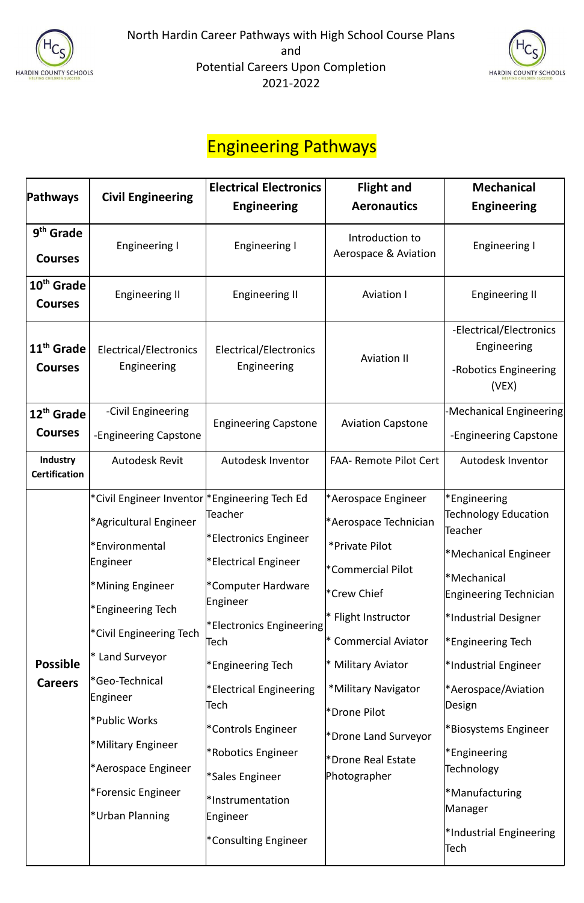North Hardin Career Pathways with High School Course Plans
and
Potential Careers Upon Completion
2021-2022

# Engineering Pathways

| Pathways | Civil Engineering | Electrical Electronics Engineering | Flight and Aeronautics | Mechanical Engineering |
|---|---|---|---|---|
| **9th Grade Courses** | Engineering I | Engineering I | Introduction to Aerospace & Aviation | Engineering I |
| **10th Grade Courses** | Engineering II | Engineering II | Aviation I | Engineering II |
| **11th Grade Courses** | Electrical/Electronics Engineering | Electrical/Electronics Engineering | Aviation II | -Electrical/Electronics Engineering<br>-Robotics Engineering (VEX) |
| **12th Grade Courses** | -Civil Engineering<br>-Engineering Capstone | Engineering Capstone | Aviation Capstone | -Mechanical Engineering<br>-Engineering Capstone |
| **Industry Certification** | Autodesk Revit | Autodesk Inventor | FAA- Remote Pilot Cert | Autodesk Inventor |
| **Possible Careers** | *Civil Engineer Inventor<br>*Agricultural Engineer<br>*Environmental Engineer<br>*Mining Engineer<br>*Engineering Tech<br>*Civil Engineering Tech<br>* Land Surveyor<br>*Geo-Technical Engineer<br>*Public Works<br>*Military Engineer<br>*Aerospace Engineer<br>*Forensic Engineer<br>*Urban Planning | *Engineering Tech Ed Teacher<br>*Electronics Engineer<br>*Electrical Engineer<br>*Computer Hardware Engineer<br>*Electronics Engineering Tech<br>*Engineering Tech<br>*Electrical Engineering Tech<br>*Controls Engineer<br>*Robotics Engineer<br>*Sales Engineer<br>*Instrumentation Engineer<br>*Consulting Engineer | *Aerospace Engineer<br>*Aerospace Technician<br>*Private Pilot<br>*Commercial Pilot<br>*Crew Chief<br>* Flight Instructor<br>* Commercial Aviator<br>* Military Aviator<br>*Military Navigator<br>*Drone Pilot<br>*Drone Land Surveyor<br>*Drone Real Estate Photographer | *Engineering Technology Education Teacher<br>*Mechanical Engineer<br>*Mechanical Engineering Technician<br>*Industrial Designer<br>*Engineering Tech<br>*Industrial Engineer<br>*Aerospace/Aviation Design<br>*Biosystems Engineer<br>*Engineering Technology<br>*Manufacturing Manager<br>*Industrial Engineering Tech |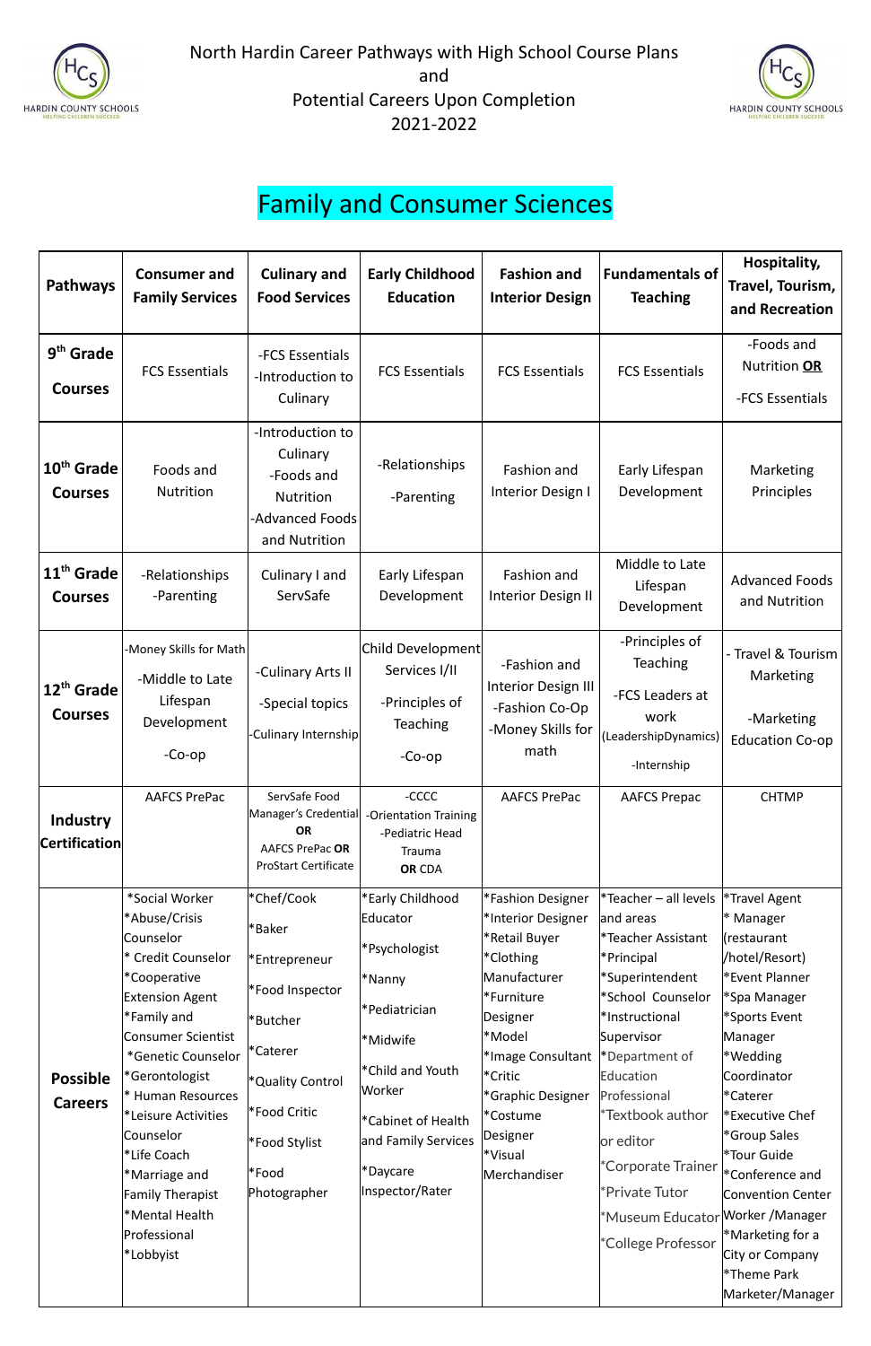North Hardin Career Pathways with High School Course Plans
and
Potential Careers Upon Completion
2021-2022

# Family and Consumer Sciences

| Pathways | Consumer and Family Services | Culinary and Food Services | Early Childhood Education | Fashion and Interior Design | Fundamentals of Teaching | Hospitality, Travel, Tourism, and Recreation |
|---|---|---|---|---|---|---|
| **9th Grade Courses** | FCS Essentials | -FCS Essentials<br>-Introduction to Culinary | FCS Essentials | FCS Essentials | FCS Essentials | -Foods and Nutrition **OR**<br>-FCS Essentials |
| **10th Grade Courses** | Foods and Nutrition | -Introduction to Culinary<br>-Foods and Nutrition<br>-Advanced Foods and Nutrition | -Relationships<br>-Parenting | Fashion and Interior Design I | Early Lifespan Development | Marketing Principles |
| **11th Grade Courses** | -Relationships<br>-Parenting | Culinary I and ServSafe | Early Lifespan Development | Fashion and Interior Design II | Middle to Late Lifespan Development | Advanced Foods and Nutrition |
| **12th Grade Courses** | -Money Skills for Math<br>-Middle to Late Lifespan Development<br>-Co-op | -Culinary Arts II<br>-Special topics<br>-Culinary Internship | Child Development Services I/II<br>-Principles of Teaching<br>-Co-op | -Fashion and Interior Design III<br>-Fashion Co-Op<br>-Money Skills for math | -Principles of Teaching<br>-FCS Leaders at work (LeadershipDynamics)<br>-Internship | - Travel & Tourism Marketing<br>-Marketing Education Co-op |
| **Industry Certification** | AAFCS PrePac | ServSafe Food Manager's Credential **OR** AAFCS PrePac **OR** ProStart Certificate | -CCCC<br>-Orientation Training<br>-Pediatric Head Trauma<br>**OR** CDA | AAFCS PrePac | AAFCS Prepac | CHTMP |
| **Possible Careers** | *Social Worker<br>*Abuse/Crisis Counselor<br>* Credit Counselor<br>*Cooperative Extension Agent<br>*Family and Consumer Scientist<br>*Genetic Counselor<br>*Gerontologist<br>* Human Resources<br>*Leisure Activities Counselor<br>*Life Coach<br>*Marriage and Family Therapist<br>*Mental Health Professional<br>*Lobbyist | *Chef/Cook<br>*Baker<br>*Entrepreneur<br>*Food Inspector<br>*Butcher<br>*Caterer<br>*Quality Control<br>*Food Critic<br>*Food Stylist<br>*Food Photographer | *Early Childhood Educator<br>*Psychologist<br>*Nanny<br>*Pediatrician<br>*Midwife<br>*Child and Youth Worker<br>*Cabinet of Health and Family Services<br>*Daycare Inspector/Rater | *Fashion Designer<br>*Interior Designer<br>*Retail Buyer<br>*Clothing Manufacturer<br>*Furniture Designer<br>*Model<br>*Image Consultant<br>*Critic<br>*Graphic Designer<br>*Costume Designer<br>*Visual Merchandiser | *Teacher – all levels and areas<br>*Teacher Assistant<br>*Principal<br>*Superintendent<br>*School Counselor<br>*Instructional Supervisor<br>*Department of Education Professional<br>*Textbook author or editor<br>*Corporate Trainer<br>*Private Tutor<br>*Museum Educator<br>*College Professor | *Travel Agent<br>* Manager (restaurant /hotel/Resort)<br>*Event Planner<br>*Spa Manager<br>*Sports Event Manager<br>*Wedding Coordinator<br>*Caterer<br>*Executive Chef<br>*Group Sales<br>*Tour Guide<br>*Conference and Convention Center Worker /Manager<br>*Marketing for a City or Company<br>*Theme Park Marketer/Manager |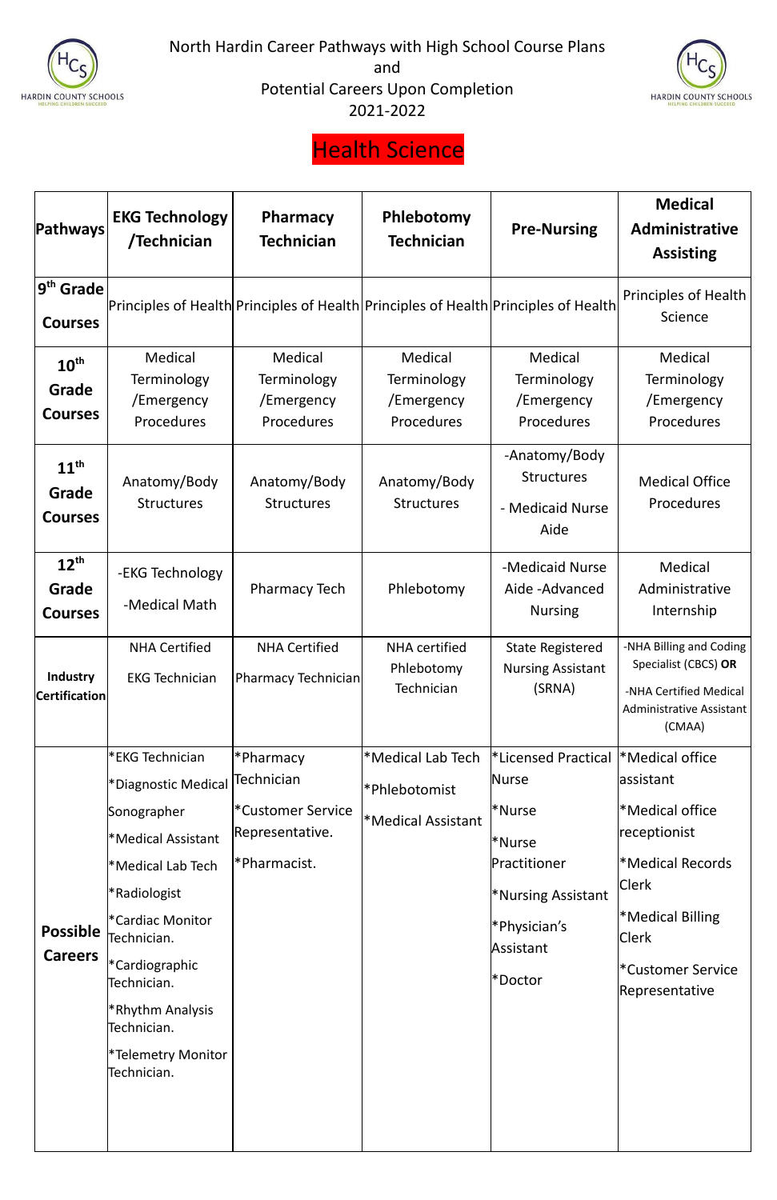North Hardin Career Pathways with High School Course Plans
and
Potential Careers Upon Completion
2021-2022

# Health Science

| Pathways | EKG Technology /Technician | Pharmacy Technician | Phlebotomy Technician | Pre-Nursing | Medical Administrative Assisting |
|---|---|---|---|---|---|
| **9th Grade Courses** | Principles of Health | Principles of Health | Principles of Health | Principles of Health | Principles of Health Science |
| **10th Grade Courses** | Medical Terminology /Emergency Procedures | Medical Terminology /Emergency Procedures | Medical Terminology /Emergency Procedures | Medical Terminology /Emergency Procedures | Medical Terminology /Emergency Procedures |
| **11th Grade Courses** | Anatomy/Body Structures | Anatomy/Body Structures | Anatomy/Body Structures | -Anatomy/Body Structures<br>- Medicaid Nurse Aide | Medical Office Procedures |
| **12th Grade Courses** | -EKG Technology<br>-Medical Math | Pharmacy Tech | Phlebotomy | -Medicaid Nurse Aide -Advanced Nursing | Medical Administrative Internship |
| **Industry Certification** | NHA Certified EKG Technician | NHA Certified Pharmacy Technician | NHA certified Phlebotomy Technician | State Registered Nursing Assistant (SRNA) | -NHA Billing and Coding Specialist (CBCS) **OR**<br>-NHA Certified Medical Administrative Assistant (CMAA) |
| **Possible Careers** | *EKG Technician<br>*Diagnostic Medical Sonographer<br>*Medical Assistant<br>*Medical Lab Tech<br>*Radiologist<br>*Cardiac Monitor Technician.<br>*Cardiographic Technician.<br>*Rhythm Analysis Technician.<br>*Telemetry Monitor Technician. | *Pharmacy Technician<br>*Customer Service Representative.<br>*Pharmacist. | *Medical Lab Tech<br>*Phlebotomist<br>*Medical Assistant | *Licensed Practical Nurse<br>*Nurse<br>*Nurse Practitioner<br>*Nursing Assistant<br>*Physician's Assistant<br>*Doctor | *Medical office assistant<br>*Medical office receptionist<br>*Medical Records Clerk<br>*Medical Billing Clerk<br>*Customer Service Representative |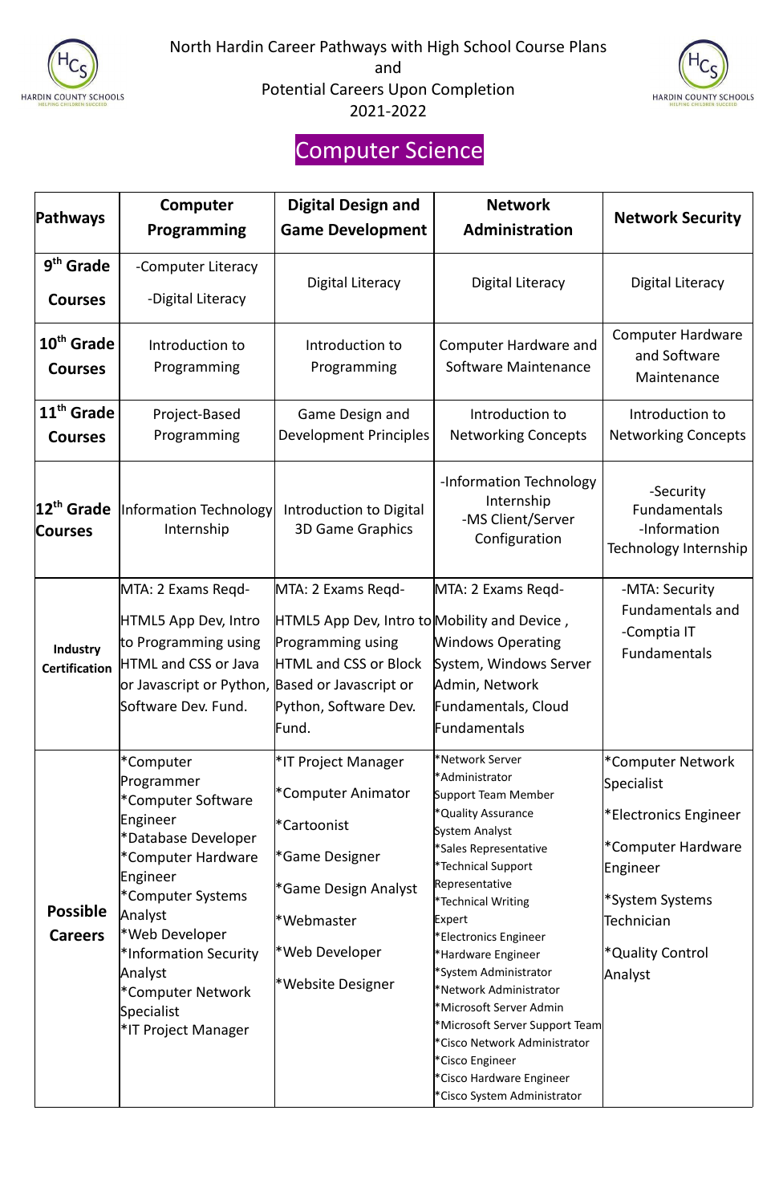North Hardin Career Pathways with High School Course Plans
and
Potential Careers Upon Completion
2021-2022

# Computer Science

| Pathways | Computer Programming | Digital Design and Game Development | Network Administration | Network Security |
|---|---|---|---|---|
| 9th Grade Courses | -Computer Literacy<br>-Digital Literacy | Digital Literacy | Digital Literacy | Digital Literacy |
| 10th Grade Courses | Introduction to Programming | Introduction to Programming | Computer Hardware and Software Maintenance | Computer Hardware and Software Maintenance |
| 11th Grade Courses | Project-Based Programming | Game Design and Development Principles | Introduction to Networking Concepts | Introduction to Networking Concepts |
| 12th Grade Courses | Information Technology Internship | Introduction to Digital 3D Game Graphics | -Information Technology Internship<br>-MS Client/Server Configuration | -Security Fundamentals<br>-Information Technology Internship |
| Industry Certification | MTA: 2 Exams Reqd-<br>HTML5 App Dev, Intro to Programming using HTML and CSS or Java or Javascript or Python, Software Dev. Fund. | MTA: 2 Exams Reqd-<br>HTML5 App Dev, Intro to Programming using HTML and CSS or Block Based or Javascript or Python, Software Dev. Fund. | MTA: 2 Exams Reqd-<br>Mobility and Device , Windows Operating System, Windows Server Admin, Network Fundamentals, Cloud Fundamentals | -MTA: Security Fundamentals and<br>-Comptia IT Fundamentals |
| Possible Careers | *Computer Programmer<br>*Computer Software Engineer<br>*Database Developer<br>*Computer Hardware Engineer<br>*Computer Systems Analyst<br>*Web Developer<br>*Information Security Analyst<br>*Computer Network Specialist<br>*IT Project Manager | *IT Project Manager<br>*Computer Animator<br>*Cartoonist<br>*Game Designer<br>*Game Design Analyst<br>*Webmaster<br>*Web Developer<br>*Website Designer | *Network Server<br>*Administrator<br>Support Team Member<br>*Quality Assurance<br>System Analyst<br>*Sales Representative<br>*Technical Support Representative<br>*Technical Writing Expert<br>*Electronics Engineer<br>*Hardware Engineer<br>*System Administrator<br>*Network Administrator<br>*Microsoft Server Admin<br>*Microsoft Server Support Team<br>*Cisco Network Administrator<br>*Cisco Engineer<br>*Cisco Hardware Engineer<br>*Cisco System Administrator | *Computer Network Specialist<br>*Electronics Engineer<br>*Computer Hardware Engineer<br>*System Systems Technician<br>*Quality Control Analyst |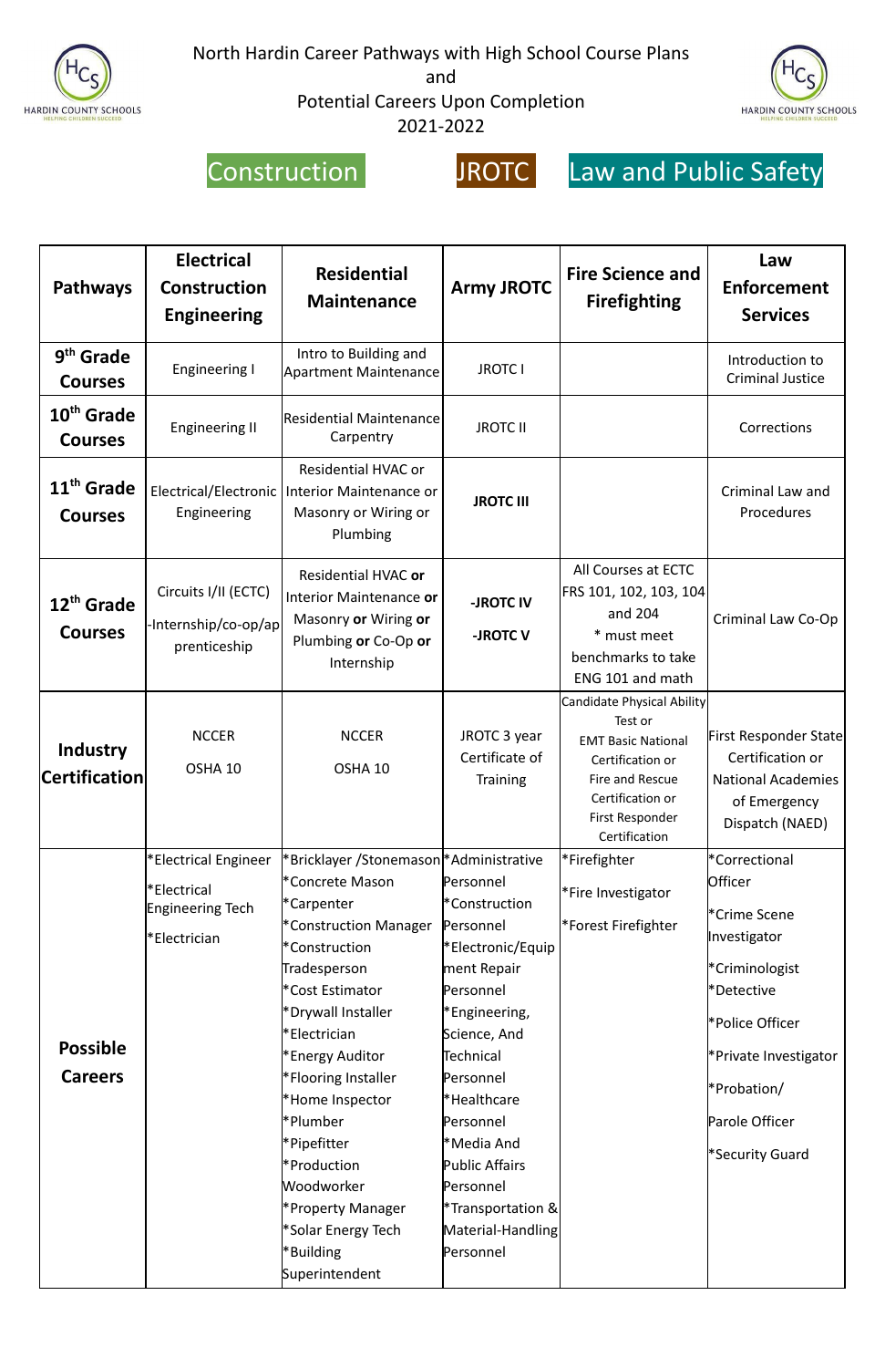North Hardin Career Pathways with High School Course Plans
and
Potential Careers Upon Completion
2021-2022

Construction JROTC Law and Public Safety

| Pathways | Electrical Construction Engineering | Residential Maintenance | Army JROTC | Fire Science and Firefighting | Law Enforcement Services |
|---|---|---|---|---|---|
| **9th Grade Courses** | Engineering I | Intro to Building and Apartment Maintenance | JROTC I | | Introduction to Criminal Justice |
| **10th Grade Courses** | Engineering II | Residential Maintenance Carpentry | JROTC II | | Corrections |
| **11th Grade Courses** | Electrical/Electronic Engineering | Residential HVAC or Interior Maintenance or Masonry or Wiring or Plumbing | **JROTC III** | | Criminal Law and Procedures |
| **12th Grade Courses** | Circuits I/II (ECTC)<br>-Internship/co-op/apprenticeship | Residential HVAC **or** Interior Maintenance **or** Masonry **or** Wiring **or** Plumbing **or** Co-Op **or** Internship | **-JROTC IV**<br>**-JROTC V** | All Courses at ECTC FRS 101, 102, 103, 104 and 204<br>* must meet benchmarks to take ENG 101 and math | Criminal Law Co-Op |
| **Industry Certification** | NCCER<br>OSHA 10 | NCCER<br>OSHA 10 | JROTC 3 year Certificate of Training | Candidate Physical Ability Test or<br>EMT Basic National Certification or<br>Fire and Rescue Certification or<br>First Responder Certification | First Responder State Certification or National Academies of Emergency Dispatch (NAED) |
| **Possible Careers** | *Electrical Engineer<br>*Electrical Engineering Tech<br>*Electrician | *Bricklayer /Stonemason<br>*Concrete Mason<br>*Carpenter<br>*Construction Manager<br>*Construction Tradesperson<br>*Cost Estimator<br>*Drywall Installer<br>*Electrician<br>*Energy Auditor<br>*Flooring Installer<br>*Home Inspector<br>*Plumber<br>*Pipefitter<br>*Production Woodworker<br>*Property Manager<br>*Solar Energy Tech<br>*Building Superintendent | *Administrative Personnel<br>*Construction Personnel<br>*Electronic/Equipment Repair Personnel<br>*Engineering, Science, And Technical Personnel<br>*Healthcare Personnel<br>*Media And Public Affairs Personnel<br>*Transportation & Material-Handling Personnel | *Firefighter<br>*Fire Investigator<br>*Forest Firefighter | *Correctional Officer<br>*Crime Scene Investigator<br>*Criminologist<br>*Detective<br>*Police Officer<br>*Private Investigator<br>*Probation/ Parole Officer<br>*Security Guard |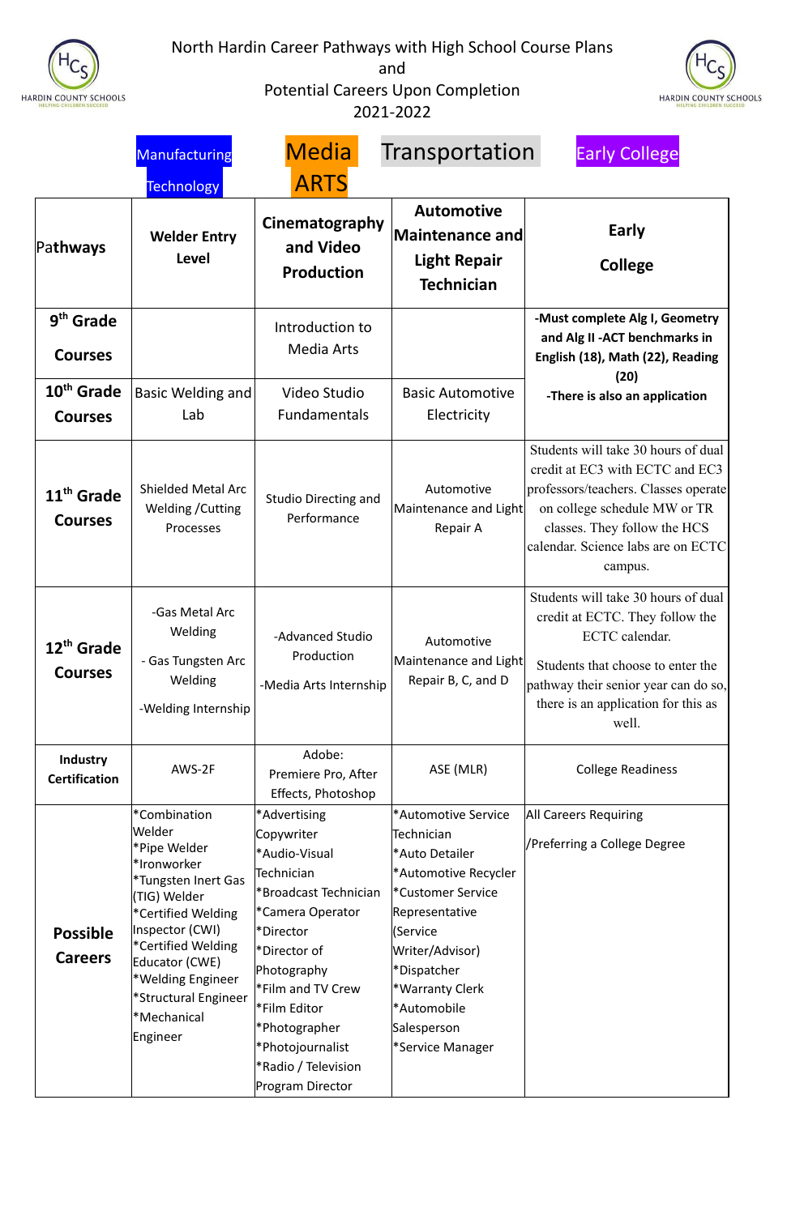# North Hardin Career Pathways with High School Course Plans and Potential Careers Upon Completion 2021-2022

| | Manufacturing Technology | Media ARTS | Transportation | Early College |
|---|---|---|---|---|
| **Pathways** | **Welder Entry Level** | **Cinematography and Video Production** | **Automotive Maintenance and Light Repair Technician** | **Early College** |
| **9th Grade Courses** | | Introduction to Media Arts | | **-Must complete Alg I, Geometry and Alg II -ACT benchmarks in English (18), Math (22), Reading (20)** **-There is also an application** |
| **10th Grade Courses** | Basic Welding and Lab | Video Studio Fundamentals | Basic Automotive Electricity | |
| **11th Grade Courses** | Shielded Metal Arc Welding /Cutting Processes | Studio Directing and Performance | Automotive Maintenance and Light Repair A | Students will take 30 hours of dual credit at EC3 with ECTC and EC3 professors/teachers. Classes operate on college schedule MW or TR classes. They follow the HCS calendar. Science labs are on ECTC campus. |
| **12th Grade Courses** | -Gas Metal Arc Welding<br>- Gas Tungsten Arc Welding<br>-Welding Internship | -Advanced Studio Production<br>-Media Arts Internship | Automotive Maintenance and Light Repair B, C, and D | Students will take 30 hours of dual credit at ECTC. They follow the ECTC calendar.<br>Students that choose to enter the pathway their senior year can do so, there is an application for this as well. |
| **Industry Certification** | AWS-2F | Adobe: Premiere Pro, After Effects, Photoshop | ASE (MLR) | College Readiness |
| **Possible Careers** | *Combination Welder<br>*Pipe Welder<br>*Ironworker<br>*Tungsten Inert Gas (TIG) Welder<br>*Certified Welding Inspector (CWI)<br>*Certified Welding Educator (CWE)<br>*Welding Engineer<br>*Structural Engineer<br>*Mechanical Engineer | *Advertising Copywriter<br>*Audio-Visual Technician<br>*Broadcast Technician<br>*Camera Operator<br>*Director<br>*Director of Photography<br>*Film and TV Crew<br>*Film Editor<br>*Photographer<br>*Photojournalist<br>*Radio / Television Program Director | *Automotive Service Technician<br>*Auto Detailer<br>*Automotive Recycler<br>*Customer Service Representative (Service Writer/Advisor)<br>*Dispatcher<br>*Warranty Clerk<br>*Automobile Salesperson<br>*Service Manager | All Careers Requiring<br>/Preferring a College Degree |